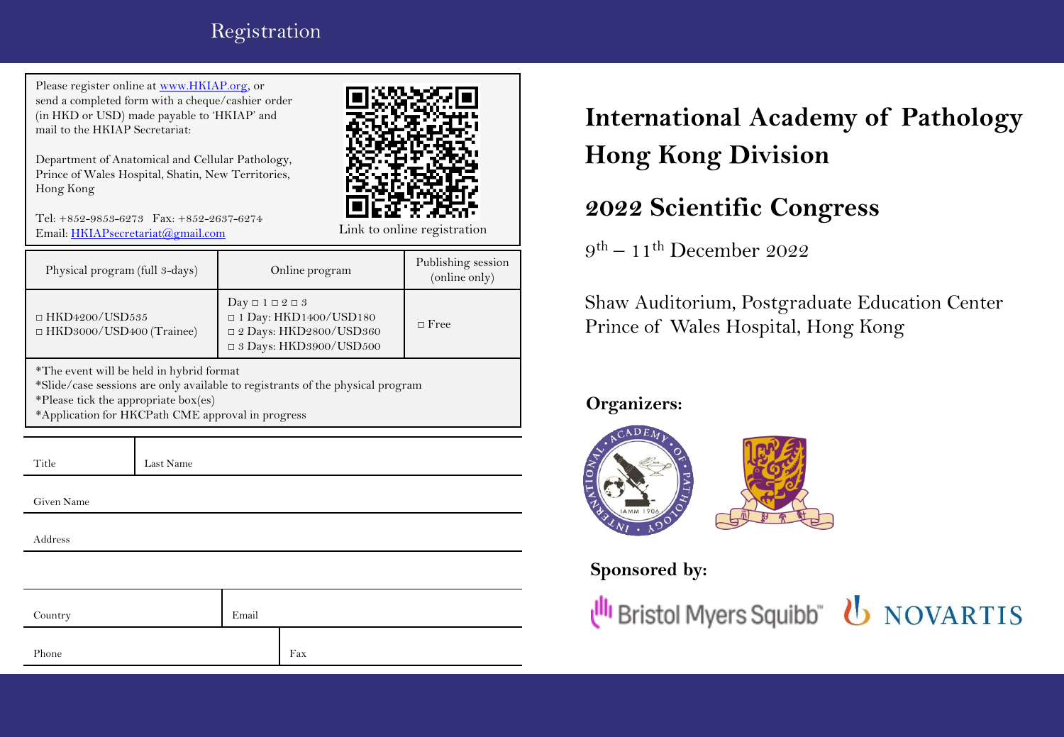## Registration

Please register online at [www.HKIAP.org](http://www.HKIAP.org), or send a completed form with a cheque/cashier order (in HKD or USD) made payable to 'HKIAP' and mail to the HKIAP Secretariat:

Department of Anatomical and Cellular Pathology,
Prince of Wales Hospital, Shatin, New Territories,
Hong Kong

Tel: +852-9853-6273 Fax: +852-2637-6274
Email: [HKIAPsecretariat@gmail.com](mailto:HKIAPsecretariat@gmail.com)

Link to online registration

| Physical program (full 3-days) | Online program | Publishing session (online only) |
| --- | --- | --- |
| □ HKD4200/USD535<br>□ HKD3000/USD400 (Trainee) | Day □ 1 □ 2 □ 3<br>□ 1 Day: HKD1400/USD180<br>□ 2 Days: HKD2800/USD360<br>□ 3 Days: HKD3900/USD500 | □ Free |

*The event will be held in hybrid format
*Slide/case sessions are only available to registrants of the physical program
*Please tick the appropriate box(es)
*Application for HKCPath CME approval in progress

| Title | Last Name |
| --- | --- |

Given Name

Address

| Country | Email |
| --- | --- |

| Phone | Fax |
| --- | --- |

# International Academy of Pathology Hong Kong Division

# 2022 Scientific Congress

9th – 11th December 2022

Shaw Auditorium, Postgraduate Education Center
Prince of Wales Hospital, Hong Kong

**Organizers:**

**Sponsored by:**

Bristol Myers Squibb™ NOVARTIS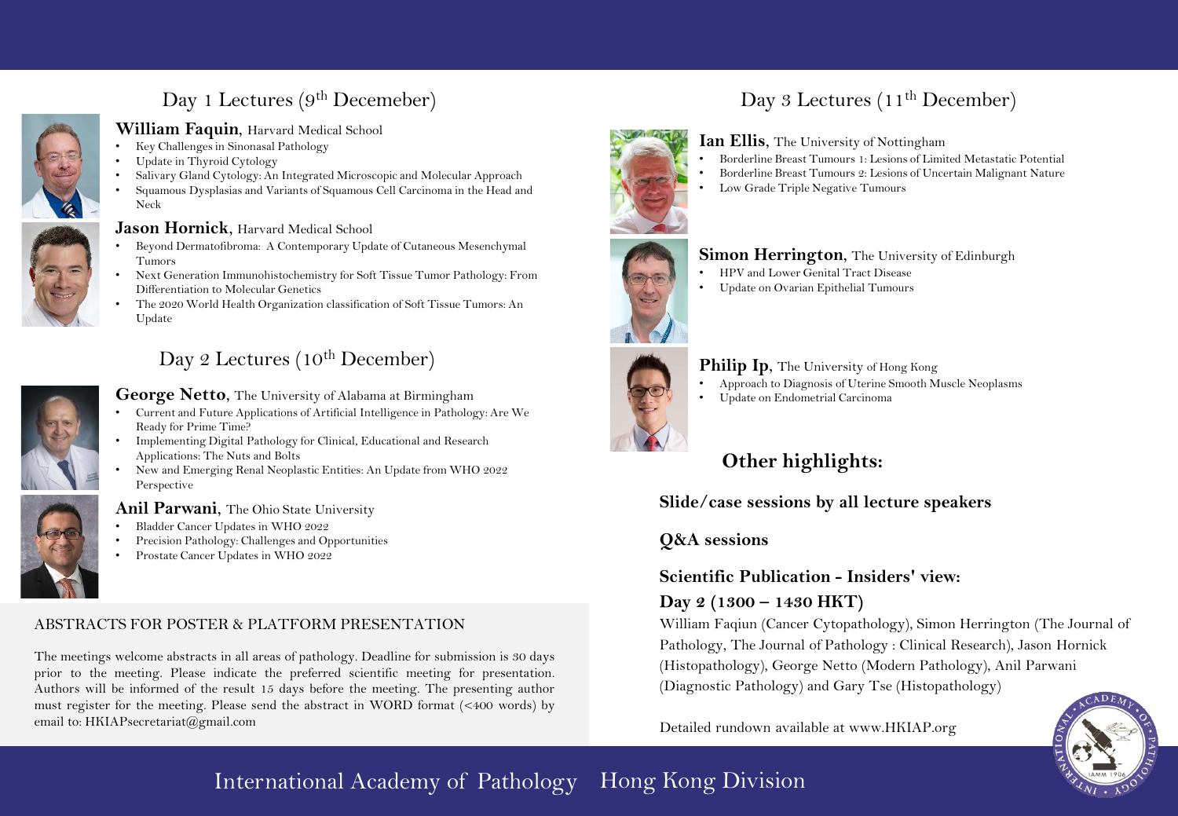## Day 1 Lectures (9th Decemeber)

**William Faquin**, Harvard Medical School

- Key Challenges in Sinonasal Pathology
- Update in Thyroid Cytology
- Salivary Gland Cytology: An Integrated Microscopic and Molecular Approach
- Squamous Dysplasias and Variants of Squamous Cell Carcinoma in the Head and Neck

**Jason Hornick**, Harvard Medical School

- Beyond Dermatofibroma: A Contemporary Update of Cutaneous Mesenchymal Tumors
- Next Generation Immunohistochemistry for Soft Tissue Tumor Pathology: From Differentiation to Molecular Genetics
- The 2020 World Health Organization classification of Soft Tissue Tumors: An Update

## Day 2 Lectures (10th December)

**George Netto**, The University of Alabama at Birmingham

- Current and Future Applications of Artificial Intelligence in Pathology: Are We Ready for Prime Time?
- Implementing Digital Pathology for Clinical, Educational and Research Applications: The Nuts and Bolts
- New and Emerging Renal Neoplastic Entities: An Update from WHO 2022 Perspective

**Anil Parwani**, The Ohio State University

- Bladder Cancer Updates in WHO 2022
- Precision Pathology: Challenges and Opportunities
- Prostate Cancer Updates in WHO 2022

### ABSTRACTS FOR POSTER & PLATFORM PRESENTATION

The meetings welcome abstracts in all areas of pathology. Deadline for submission is 30 days prior to the meeting. Please indicate the preferred scientific meeting for presentation. Authors will be informed of the result 15 days before the meeting. The presenting author must register for the meeting. Please send the abstract in WORD format (<400 words) by email to: HKIAPsecretariat@gmail.com

## Day 3 Lectures (11th December)

**Ian Ellis**, The University of Nottingham

- Borderline Breast Tumours 1: Lesions of Limited Metastatic Potential
- Borderline Breast Tumours 2: Lesions of Uncertain Malignant Nature
- Low Grade Triple Negative Tumours

**Simon Herrington**, The University of Edinburgh

- HPV and Lower Genital Tract Disease
- Update on Ovarian Epithelial Tumours

**Philip Ip**, The University of Hong Kong

- Approach to Diagnosis of Uterine Smooth Muscle Neoplasms
- Update on Endometrial Carcinoma

## Other highlights:

**Slide/case sessions by all lecture speakers**

**Q&A sessions**

**Scientific Publication - Insiders' view:**
**Day 2 (1300 – 1430 HKT)**

William Faqiun (Cancer Cytopathology), Simon Herrington (The Journal of Pathology, The Journal of Pathology : Clinical Research), Jason Hornick (Histopathology), Georrge Netto (Modern Pathology), Anil Parwani (Diagnostic Pathology) and Gary Tse (Histopathology)

Detailed rundown available at www.HKIAP.org

International Academy of Pathology Hong Kong Division